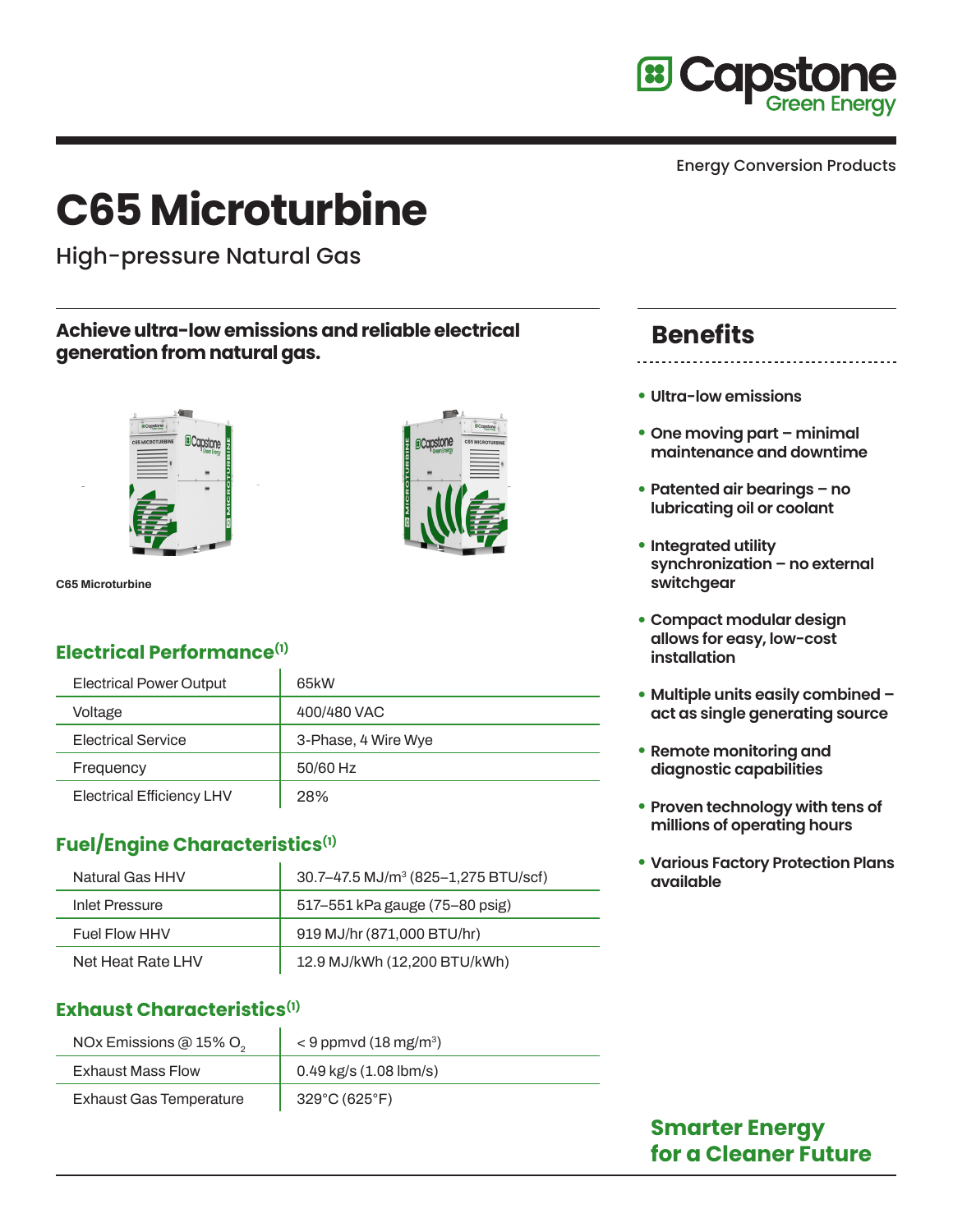Energy Conversion Products

# C65 Microturbine

High-pressure Natural Gas

**Achieve ultra-low emissions and reliable electrical generation from natural gas.**

C65 Microturbine

## Electrical Performance[1]

| | |
|---|---|
| Electrical Power Output | 65kW |
| Voltage | 400/480 VAC |
| Electrical Service | 3-Phase, 4 Wire Wye |
| Frequency | 50/60 Hz |
| Electrical Efficiency LHV | 28% |

## Fuel/Engine Characteristics[1]

| | |
|---|---|
| Natural Gas HHV | 30.7–47.5 MJ/m³ (825–1,275 BTU/scf) |
| Inlet Pressure | 517–551 kPa gauge (75–80 psig) |
| Fuel Flow HHV | 919 MJ/hr (871,000 BTU/hr) |
| Net Heat Rate LHV | 12.9 MJ/kWh (12,200 BTU/kWh) |

## Exhaust Characteristics[1]

| | |
|---|---|
| NOx Emissions @ 15% $O_2$ | < 9 ppmvd (18 mg/m³) |
| Exhaust Mass Flow | 0.49 kg/s (1.08 lbm/s) |
| Exhaust Gas Temperature | 329°C (625°F) |

## Benefits

- **Ultra-low emissions**
- **One moving part – minimal maintenance and downtime**
- **Patented air bearings – no lubricating oil or coolant**
- **Integrated utility synchronization – no external switchgear**
- **Compact modular design allows for easy, low-cost installation**
- **Multiple units easily combined – act as single generating source**
- **Remote monitoring and diagnostic capabilities**
- **Proven technology with tens of millions of operating hours**
- **Various Factory Protection Plans available**

**Smarter Energy for a Cleaner Future**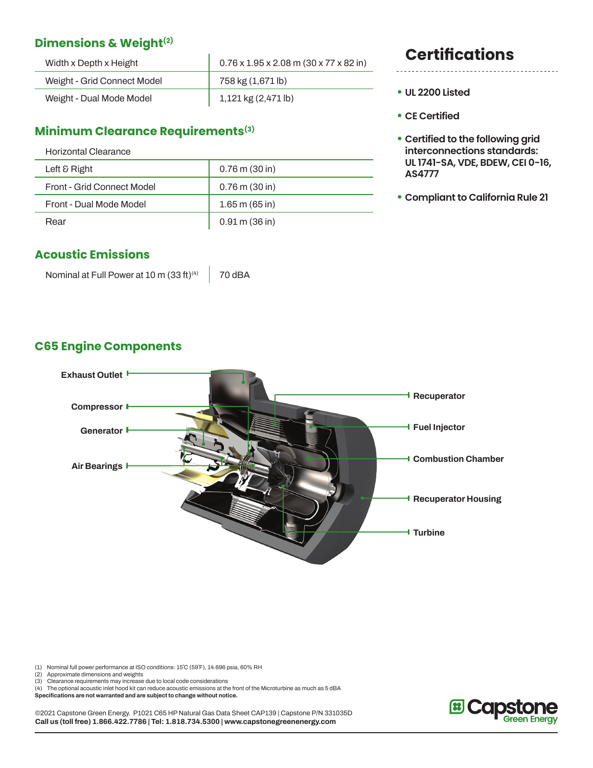## Dimensions & Weight[2]

| | |
|---|---|
| Width x Depth x Height | 0.76 x 1.95 x 2.08 m (30 x 77 x 82 in) |
| Weight - Grid Connect Model | 758 kg (1,671 lb) |
| Weight - Dual Mode Model | 1,121 kg (2,471 lb) |

## Minimum Clearance Requirements[3]

| Horizontal Clearance | |
|---|---|
| Left & Right | 0.76 m (30 in) |
| Front - Grid Connect Model | 0.76 m (30 in) |
| Front - Dual Mode Model | 1.65 m (65 in) |
| Rear | 0.91 m (36 in) |

## Acoustic Emissions

| | |
|---|---|
| Nominal at Full Power at 10 m (33 ft)[4] | 70 dBA |

## Certifications

- **UL 2200 Listed**
- **CE Certified**
- **Certified to the following grid interconnections standards: UL 1741-SA, VDE, BDEW, CEI 0-16, AS4777**
- **Compliant to California Rule 21**

## C65 Engine Components

Exhaust Outlet
Compressor
Generator
Air Bearings
Recuperator
Fuel Injector
Combustion Chamber
Recuperator Housing
Turbine

(1) Nominal full power performance at ISO conditions: 15˚C (59˚F), 14.696 psia, 60% RH
(2) Approximate dimensions and weights
(3) Clearance requirements may increase due to local code considerations
(4) The optional acoustic inlet hood kit can reduce acoustic emissions at the front of the Microturbine as much as 5 dBA
**Specifications are not warranted and are subject to change without notice.**

©2021 Capstone Green Energy. P1021 C65 HP Natural Gas Data Sheet CAP139 | Capstone P/N 331035D
**Call us (toll free) 1.866.422.7786 | Tel: 1.818.734.5300 | www.capstonegreenenergy.com**